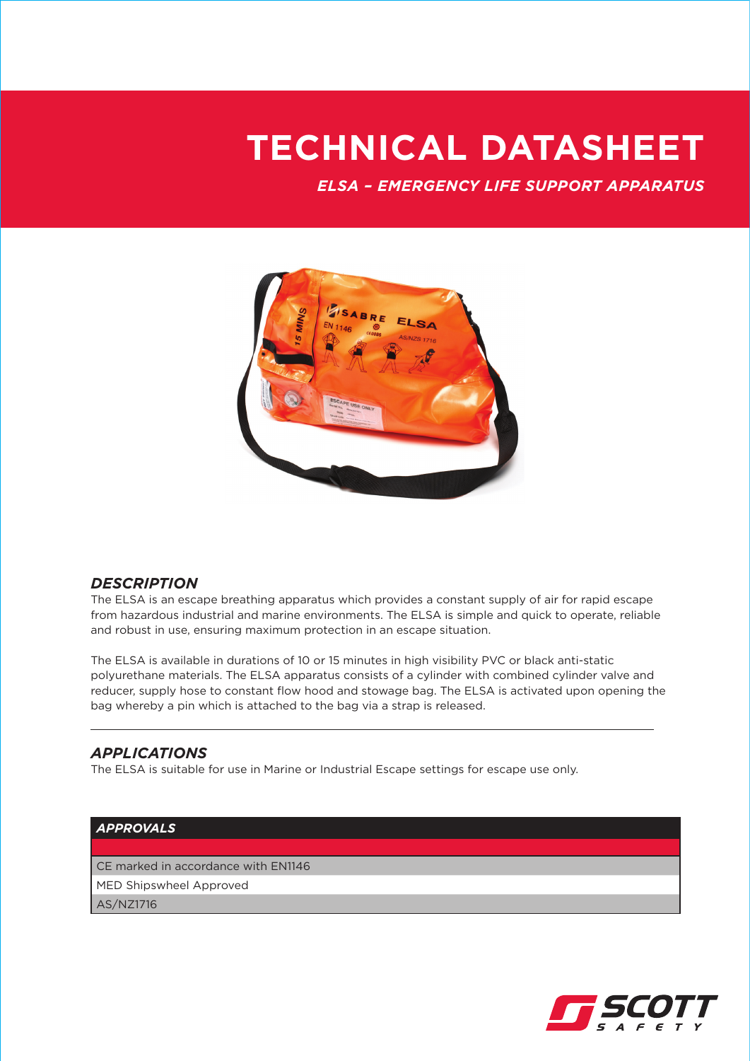# TECHNICAL DATASHEET

## *ELSA – EMERGENCY LIFE SUPPORT APPARATUS*

### *DESCRIPTION*

The ELSA is an escape breathing apparatus which provides a constant supply of air for rapid escape from hazardous industrial and marine environments. The ELSA is simple and quick to operate, reliable and robust in use, ensuring maximum protection in an escape situation.

The ELSA is available in durations of 10 or 15 minutes in high visibility PVC or black anti-static polyurethane materials. The ELSA apparatus consists of a cylinder with combined cylinder valve and reducer, supply hose to constant flow hood and stowage bag. The ELSA is activated upon opening the bag whereby a pin which is attached to the bag via a strap is released.

---

### *APPLICATIONS*

The ELSA is suitable for use in Marine or Industrial Escape settings for escape use only.

| *APPROVALS* |
| --- |
| CE marked in accordance with EN1146 |
| MED Shipswheel Approved |
| AS/NZ1716 |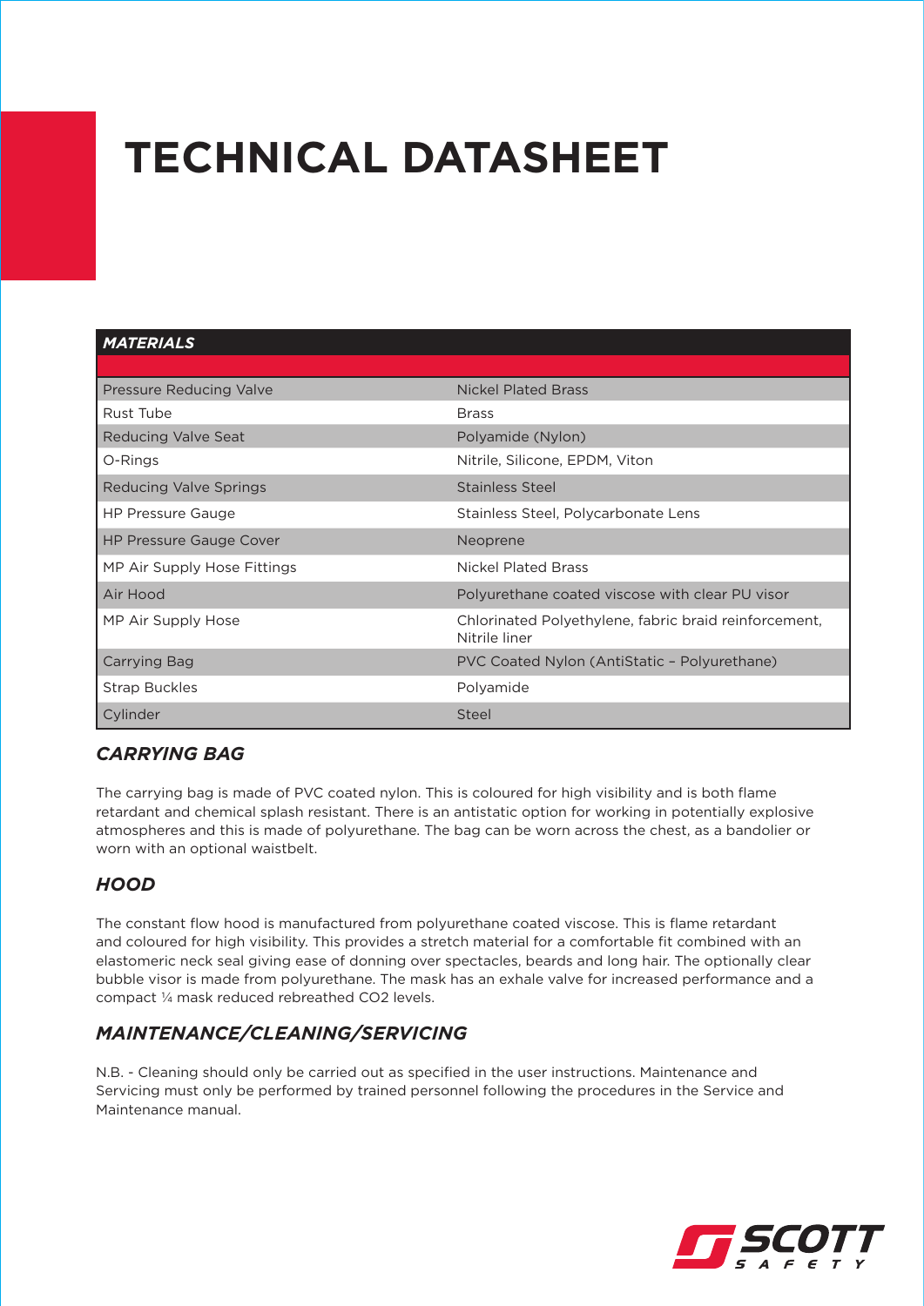# TECHNICAL DATASHEET

| *MATERIALS* | |
|---|---|
| Pressure Reducing Valve | Nickel Plated Brass |
| Rust Tube | Brass |
| Reducing Valve Seat | Polyamide (Nylon) |
| O-Rings | Nitrile, Silicone, EPDM, Viton |
| Reducing Valve Springs | Stainless Steel |
| HP Pressure Gauge | Stainless Steel, Polycarbonate Lens |
| HP Pressure Gauge Cover | Neoprene |
| MP Air Supply Hose Fittings | Nickel Plated Brass |
| Air Hood | Polyurethane coated viscose with clear PU visor |
| MP Air Supply Hose | Chlorinated Polyethylene, fabric braid reinforcement, Nitrile liner |
| Carrying Bag | PVC Coated Nylon (AntiStatic – Polyurethane) |
| Strap Buckles | Polyamide |
| Cylinder | Steel |

## *CARRYING BAG*

The carrying bag is made of PVC coated nylon. This is coloured for high visibility and is both flame retardant and chemical splash resistant. There is an antistatic option for working in potentially explosive atmospheres and this is made of polyurethane. The bag can be worn across the chest, as a bandolier or worn with an optional waistbelt.

## *HOOD*

The constant flow hood is manufactured from polyurethane coated viscose. This is flame retardant and coloured for high visibility. This provides a stretch material for a comfortable fit combined with an elastomeric neck seal giving ease of donning over spectacles, beards and long hair. The optionally clear bubble visor is made from polyurethane. The mask has an exhale valve for increased performance and a compact ¼ mask reduced rebreathed $CO_2$ levels.

## *MAINTENANCE/CLEANING/SERVICING*

N.B. - Cleaning should only be carried out as specified in the user instructions. Maintenance and Servicing must only be performed by trained personnel following the procedures in the Service and Maintenance manual.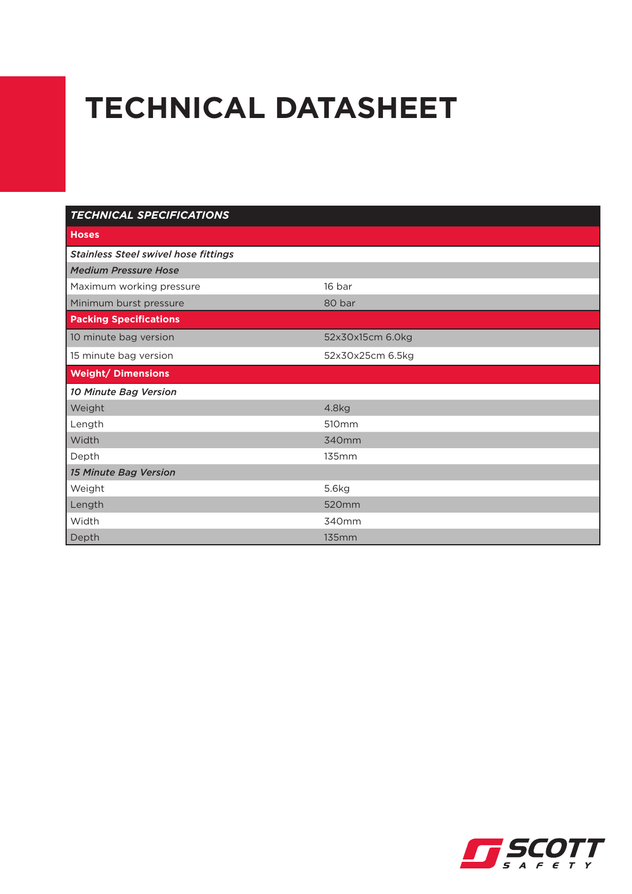# TECHNICAL DATASHEET

| ***TECHNICAL SPECIFICATIONS*** | |
|---|---|
| **Hoses** | |
| ***Stainless Steel swivel hose fittings*** | |
| ***Medium Pressure Hose*** | |
| Maximum working pressure | 16 bar |
| Minimum burst pressure | 80 bar |
| **Packing Specifications** | |
| 10 minute bag version | 52x30x15cm 6.0kg |
| 15 minute bag version | 52x30x25cm 6.5kg |
| **Weight/ Dimensions** | |
| ***10 Minute Bag Version*** | |
| Weight | 4.8kg |
| Length | 510mm |
| Width | 340mm |
| Depth | 135mm |
| ***15 Minute Bag Version*** | |
| Weight | 5.6kg |
| Length | 520mm |
| Width | 340mm |
| Depth | 135mm |

SCOTT SAFETY